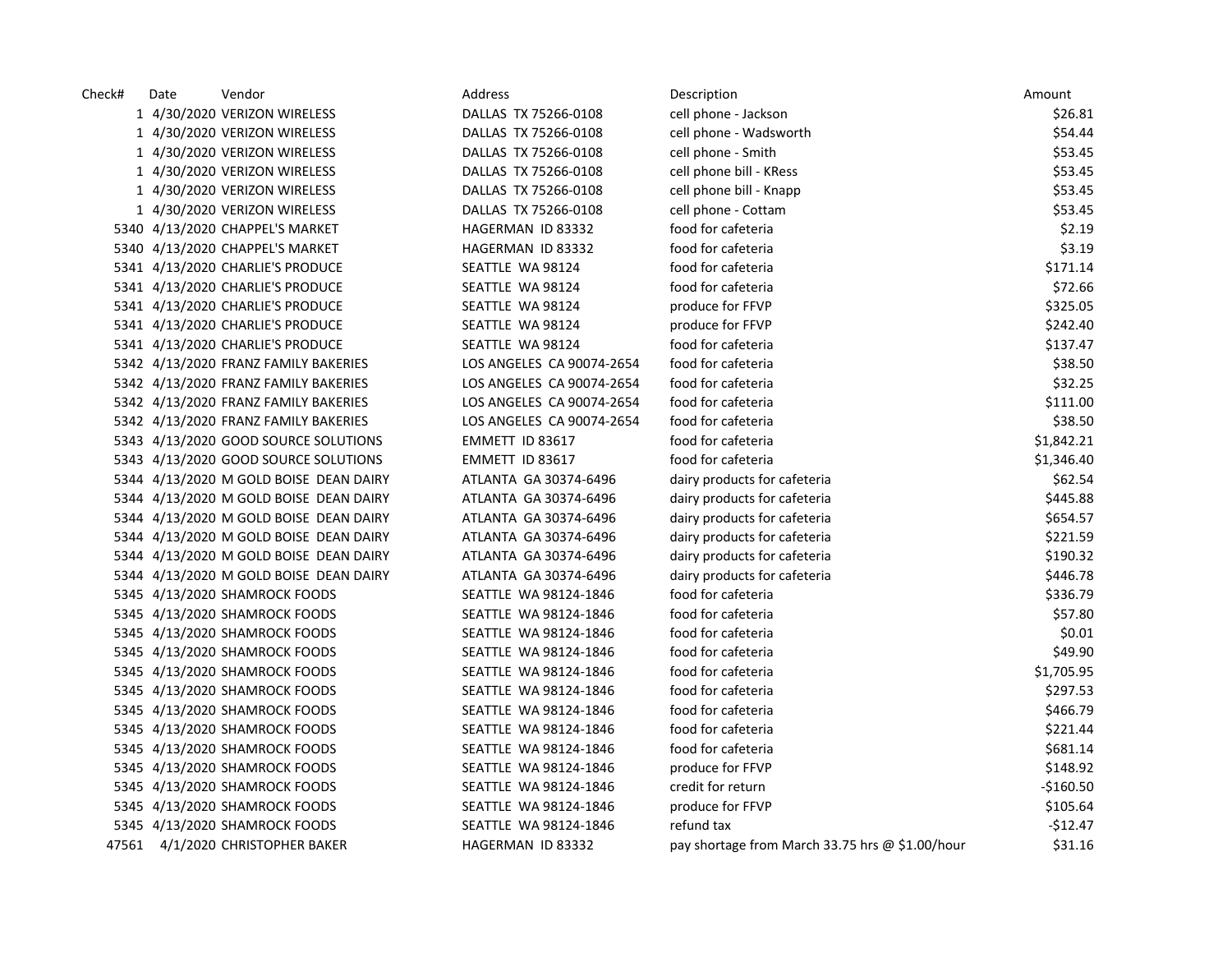| Check# | Date | Vendor | Address | Description | Amount |
|---|---|---|---|---|---|
| 1 | 4/30/2020 | VERIZON WIRELESS | DALLAS TX 75266-0108 | cell phone - Jackson | $26.81 |
| 1 | 4/30/2020 | VERIZON WIRELESS | DALLAS TX 75266-0108 | cell phone - Wadsworth | $54.44 |
| 1 | 4/30/2020 | VERIZON WIRELESS | DALLAS TX 75266-0108 | cell phone - Smith | $53.45 |
| 1 | 4/30/2020 | VERIZON WIRELESS | DALLAS TX 75266-0108 | cell phone bill - KRess | $53.45 |
| 1 | 4/30/2020 | VERIZON WIRELESS | DALLAS TX 75266-0108 | cell phone bill - Knapp | $53.45 |
| 1 | 4/30/2020 | VERIZON WIRELESS | DALLAS TX 75266-0108 | cell phone - Cottam | $53.45 |
| 5340 | 4/13/2020 | CHAPPEL'S MARKET | HAGERMAN ID 83332 | food for cafeteria | $2.19 |
| 5340 | 4/13/2020 | CHAPPEL'S MARKET | HAGERMAN ID 83332 | food for cafeteria | $3.19 |
| 5341 | 4/13/2020 | CHARLIE'S PRODUCE | SEATTLE WA 98124 | food for cafeteria | $171.14 |
| 5341 | 4/13/2020 | CHARLIE'S PRODUCE | SEATTLE WA 98124 | food for cafeteria | $72.66 |
| 5341 | 4/13/2020 | CHARLIE'S PRODUCE | SEATTLE WA 98124 | produce for FFVP | $325.05 |
| 5341 | 4/13/2020 | CHARLIE'S PRODUCE | SEATTLE WA 98124 | produce for FFVP | $242.40 |
| 5341 | 4/13/2020 | CHARLIE'S PRODUCE | SEATTLE WA 98124 | food for cafeteria | $137.47 |
| 5342 | 4/13/2020 | FRANZ FAMILY BAKERIES | LOS ANGELES CA 90074-2654 | food for cafeteria | $38.50 |
| 5342 | 4/13/2020 | FRANZ FAMILY BAKERIES | LOS ANGELES CA 90074-2654 | food for cafeteria | $32.25 |
| 5342 | 4/13/2020 | FRANZ FAMILY BAKERIES | LOS ANGELES CA 90074-2654 | food for cafeteria | $111.00 |
| 5342 | 4/13/2020 | FRANZ FAMILY BAKERIES | LOS ANGELES CA 90074-2654 | food for cafeteria | $38.50 |
| 5343 | 4/13/2020 | GOOD SOURCE SOLUTIONS | EMMETT ID 83617 | food for cafeteria | $1,842.21 |
| 5343 | 4/13/2020 | GOOD SOURCE SOLUTIONS | EMMETT ID 83617 | food for cafeteria | $1,346.40 |
| 5344 | 4/13/2020 | M GOLD BOISE DEAN DAIRY | ATLANTA GA 30374-6496 | dairy products for cafeteria | $62.54 |
| 5344 | 4/13/2020 | M GOLD BOISE DEAN DAIRY | ATLANTA GA 30374-6496 | dairy products for cafeteria | $445.88 |
| 5344 | 4/13/2020 | M GOLD BOISE DEAN DAIRY | ATLANTA GA 30374-6496 | dairy products for cafeteria | $654.57 |
| 5344 | 4/13/2020 | M GOLD BOISE DEAN DAIRY | ATLANTA GA 30374-6496 | dairy products for cafeteria | $221.59 |
| 5344 | 4/13/2020 | M GOLD BOISE DEAN DAIRY | ATLANTA GA 30374-6496 | dairy products for cafeteria | $190.32 |
| 5344 | 4/13/2020 | M GOLD BOISE DEAN DAIRY | ATLANTA GA 30374-6496 | dairy products for cafeteria | $446.78 |
| 5345 | 4/13/2020 | SHAMROCK FOODS | SEATTLE WA 98124-1846 | food for cafeteria | $336.79 |
| 5345 | 4/13/2020 | SHAMROCK FOODS | SEATTLE WA 98124-1846 | food for cafeteria | $57.80 |
| 5345 | 4/13/2020 | SHAMROCK FOODS | SEATTLE WA 98124-1846 | food for cafeteria | $0.01 |
| 5345 | 4/13/2020 | SHAMROCK FOODS | SEATTLE WA 98124-1846 | food for cafeteria | $49.90 |
| 5345 | 4/13/2020 | SHAMROCK FOODS | SEATTLE WA 98124-1846 | food for cafeteria | $1,705.95 |
| 5345 | 4/13/2020 | SHAMROCK FOODS | SEATTLE WA 98124-1846 | food for cafeteria | $297.53 |
| 5345 | 4/13/2020 | SHAMROCK FOODS | SEATTLE WA 98124-1846 | food for cafeteria | $466.79 |
| 5345 | 4/13/2020 | SHAMROCK FOODS | SEATTLE WA 98124-1846 | food for cafeteria | $221.44 |
| 5345 | 4/13/2020 | SHAMROCK FOODS | SEATTLE WA 98124-1846 | food for cafeteria | $681.14 |
| 5345 | 4/13/2020 | SHAMROCK FOODS | SEATTLE WA 98124-1846 | produce for FFVP | $148.92 |
| 5345 | 4/13/2020 | SHAMROCK FOODS | SEATTLE WA 98124-1846 | credit for return | -$160.50 |
| 5345 | 4/13/2020 | SHAMROCK FOODS | SEATTLE WA 98124-1846 | produce for FFVP | $105.64 |
| 5345 | 4/13/2020 | SHAMROCK FOODS | SEATTLE WA 98124-1846 | refund tax | -$12.47 |
| 47561 | 4/1/2020 | CHRISTOPHER BAKER | HAGERMAN ID 83332 | pay shortage from March 33.75 hrs @ $1.00/hour | $31.16 |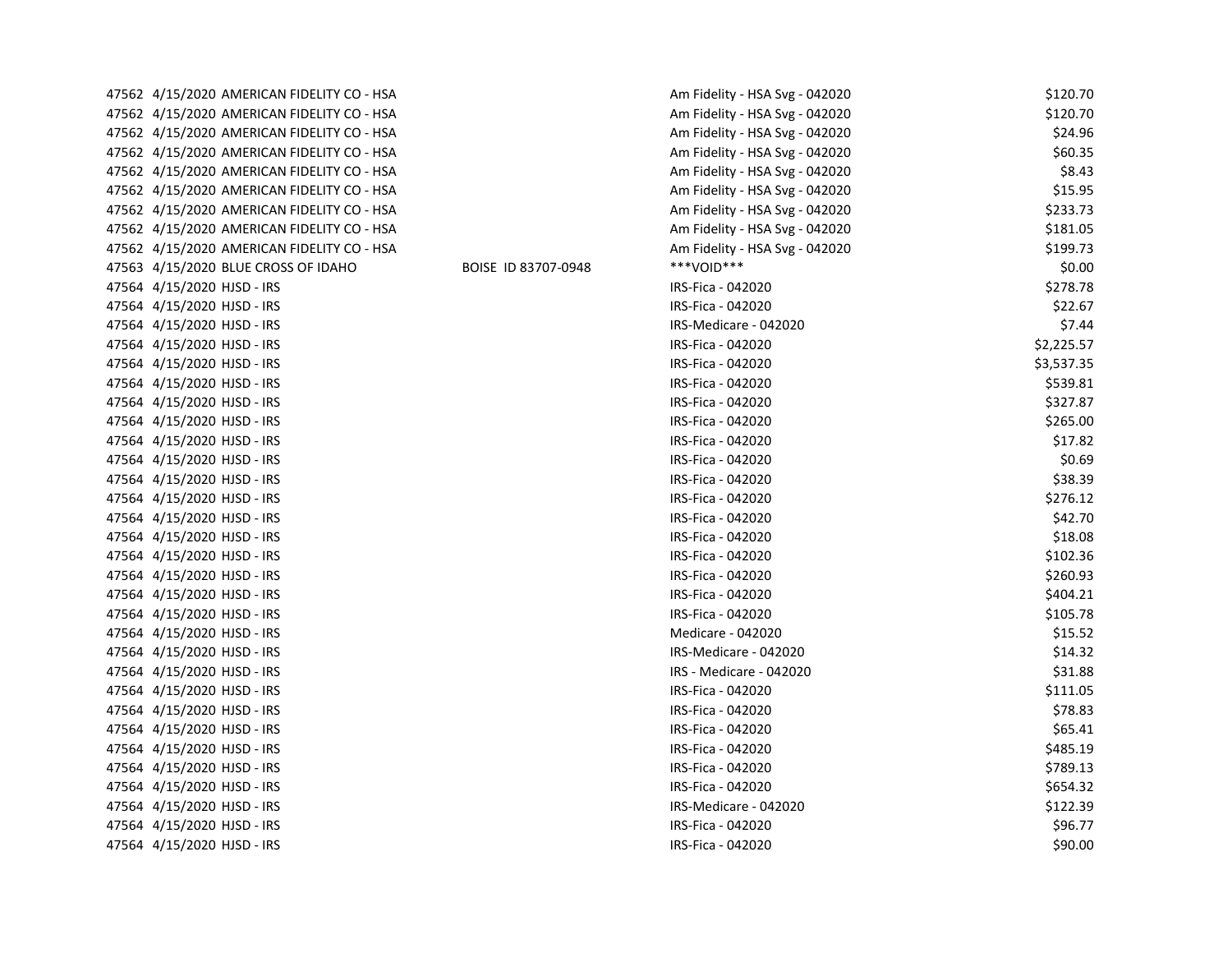| | | | | | |
|---|---|---|---|---|---|
| 47562 | 4/15/2020 | AMERICAN FIDELITY CO - HSA | | Am Fidelity - HSA Svg - 042020 | $120.70 |
| 47562 | 4/15/2020 | AMERICAN FIDELITY CO - HSA | | Am Fidelity - HSA Svg - 042020 | $120.70 |
| 47562 | 4/15/2020 | AMERICAN FIDELITY CO - HSA | | Am Fidelity - HSA Svg - 042020 | $24.96 |
| 47562 | 4/15/2020 | AMERICAN FIDELITY CO - HSA | | Am Fidelity - HSA Svg - 042020 | $60.35 |
| 47562 | 4/15/2020 | AMERICAN FIDELITY CO - HSA | | Am Fidelity - HSA Svg - 042020 | $8.43 |
| 47562 | 4/15/2020 | AMERICAN FIDELITY CO - HSA | | Am Fidelity - HSA Svg - 042020 | $15.95 |
| 47562 | 4/15/2020 | AMERICAN FIDELITY CO - HSA | | Am Fidelity - HSA Svg - 042020 | $233.73 |
| 47562 | 4/15/2020 | AMERICAN FIDELITY CO - HSA | | Am Fidelity - HSA Svg - 042020 | $181.05 |
| 47562 | 4/15/2020 | AMERICAN FIDELITY CO - HSA | | Am Fidelity - HSA Svg - 042020 | $199.73 |
| 47563 | 4/15/2020 | BLUE CROSS OF IDAHO | BOISE ID 83707-0948 | ***VOID*** | $0.00 |
| 47564 | 4/15/2020 | HJSD - IRS | | IRS-Fica - 042020 | $278.78 |
| 47564 | 4/15/2020 | HJSD - IRS | | IRS-Fica - 042020 | $22.67 |
| 47564 | 4/15/2020 | HJSD - IRS | | IRS-Medicare - 042020 | $7.44 |
| 47564 | 4/15/2020 | HJSD - IRS | | IRS-Fica - 042020 | $2,225.57 |
| 47564 | 4/15/2020 | HJSD - IRS | | IRS-Fica - 042020 | $3,537.35 |
| 47564 | 4/15/2020 | HJSD - IRS | | IRS-Fica - 042020 | $539.81 |
| 47564 | 4/15/2020 | HJSD - IRS | | IRS-Fica - 042020 | $327.87 |
| 47564 | 4/15/2020 | HJSD - IRS | | IRS-Fica - 042020 | $265.00 |
| 47564 | 4/15/2020 | HJSD - IRS | | IRS-Fica - 042020 | $17.82 |
| 47564 | 4/15/2020 | HJSD - IRS | | IRS-Fica - 042020 | $0.69 |
| 47564 | 4/15/2020 | HJSD - IRS | | IRS-Fica - 042020 | $38.39 |
| 47564 | 4/15/2020 | HJSD - IRS | | IRS-Fica - 042020 | $276.12 |
| 47564 | 4/15/2020 | HJSD - IRS | | IRS-Fica - 042020 | $42.70 |
| 47564 | 4/15/2020 | HJSD - IRS | | IRS-Fica - 042020 | $18.08 |
| 47564 | 4/15/2020 | HJSD - IRS | | IRS-Fica - 042020 | $102.36 |
| 47564 | 4/15/2020 | HJSD - IRS | | IRS-Fica - 042020 | $260.93 |
| 47564 | 4/15/2020 | HJSD - IRS | | IRS-Fica - 042020 | $404.21 |
| 47564 | 4/15/2020 | HJSD - IRS | | IRS-Fica - 042020 | $105.78 |
| 47564 | 4/15/2020 | HJSD - IRS | | Medicare - 042020 | $15.52 |
| 47564 | 4/15/2020 | HJSD - IRS | | IRS-Medicare - 042020 | $14.32 |
| 47564 | 4/15/2020 | HJSD - IRS | | IRS - Medicare - 042020 | $31.88 |
| 47564 | 4/15/2020 | HJSD - IRS | | IRS-Fica - 042020 | $111.05 |
| 47564 | 4/15/2020 | HJSD - IRS | | IRS-Fica - 042020 | $78.83 |
| 47564 | 4/15/2020 | HJSD - IRS | | IRS-Fica - 042020 | $65.41 |
| 47564 | 4/15/2020 | HJSD - IRS | | IRS-Fica - 042020 | $485.19 |
| 47564 | 4/15/2020 | HJSD - IRS | | IRS-Fica - 042020 | $789.13 |
| 47564 | 4/15/2020 | HJSD - IRS | | IRS-Fica - 042020 | $654.32 |
| 47564 | 4/15/2020 | HJSD - IRS | | IRS-Medicare - 042020 | $122.39 |
| 47564 | 4/15/2020 | HJSD - IRS | | IRS-Fica - 042020 | $96.77 |
| 47564 | 4/15/2020 | HJSD - IRS | | IRS-Fica - 042020 | $90.00 |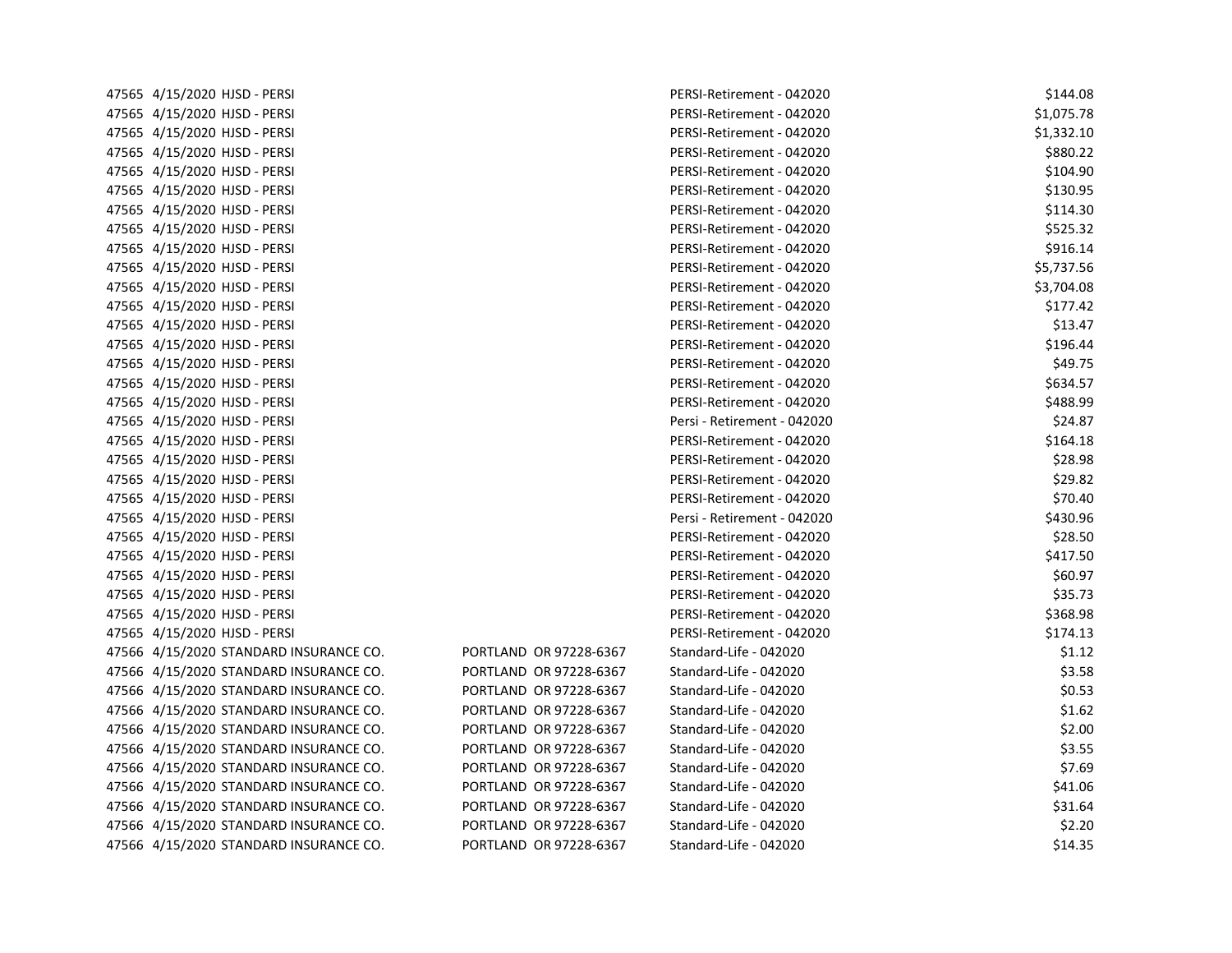| | | | | | |
|---|---|---|---|---|---|
| 47565 | 4/15/2020 | HJSD - PERSI | | PERSI-Retirement - 042020 | $144.08 |
| 47565 | 4/15/2020 | HJSD - PERSI | | PERSI-Retirement - 042020 | $1,075.78 |
| 47565 | 4/15/2020 | HJSD - PERSI | | PERSI-Retirement - 042020 | $1,332.10 |
| 47565 | 4/15/2020 | HJSD - PERSI | | PERSI-Retirement - 042020 | $880.22 |
| 47565 | 4/15/2020 | HJSD - PERSI | | PERSI-Retirement - 042020 | $104.90 |
| 47565 | 4/15/2020 | HJSD - PERSI | | PERSI-Retirement - 042020 | $130.95 |
| 47565 | 4/15/2020 | HJSD - PERSI | | PERSI-Retirement - 042020 | $114.30 |
| 47565 | 4/15/2020 | HJSD - PERSI | | PERSI-Retirement - 042020 | $525.32 |
| 47565 | 4/15/2020 | HJSD - PERSI | | PERSI-Retirement - 042020 | $916.14 |
| 47565 | 4/15/2020 | HJSD - PERSI | | PERSI-Retirement - 042020 | $5,737.56 |
| 47565 | 4/15/2020 | HJSD - PERSI | | PERSI-Retirement - 042020 | $3,704.08 |
| 47565 | 4/15/2020 | HJSD - PERSI | | PERSI-Retirement - 042020 | $177.42 |
| 47565 | 4/15/2020 | HJSD - PERSI | | PERSI-Retirement - 042020 | $13.47 |
| 47565 | 4/15/2020 | HJSD - PERSI | | PERSI-Retirement - 042020 | $196.44 |
| 47565 | 4/15/2020 | HJSD - PERSI | | PERSI-Retirement - 042020 | $49.75 |
| 47565 | 4/15/2020 | HJSD - PERSI | | PERSI-Retirement - 042020 | $634.57 |
| 47565 | 4/15/2020 | HJSD - PERSI | | PERSI-Retirement - 042020 | $488.99 |
| 47565 | 4/15/2020 | HJSD - PERSI | | Persi - Retirement - 042020 | $24.87 |
| 47565 | 4/15/2020 | HJSD - PERSI | | PERSI-Retirement - 042020 | $164.18 |
| 47565 | 4/15/2020 | HJSD - PERSI | | PERSI-Retirement - 042020 | $28.98 |
| 47565 | 4/15/2020 | HJSD - PERSI | | PERSI-Retirement - 042020 | $29.82 |
| 47565 | 4/15/2020 | HJSD - PERSI | | PERSI-Retirement - 042020 | $70.40 |
| 47565 | 4/15/2020 | HJSD - PERSI | | Persi - Retirement - 042020 | $430.96 |
| 47565 | 4/15/2020 | HJSD - PERSI | | PERSI-Retirement - 042020 | $28.50 |
| 47565 | 4/15/2020 | HJSD - PERSI | | PERSI-Retirement - 042020 | $417.50 |
| 47565 | 4/15/2020 | HJSD - PERSI | | PERSI-Retirement - 042020 | $60.97 |
| 47565 | 4/15/2020 | HJSD - PERSI | | PERSI-Retirement - 042020 | $35.73 |
| 47565 | 4/15/2020 | HJSD - PERSI | | PERSI-Retirement - 042020 | $368.98 |
| 47565 | 4/15/2020 | HJSD - PERSI | | PERSI-Retirement - 042020 | $174.13 |
| 47566 | 4/15/2020 | STANDARD INSURANCE CO. | PORTLAND OR 97228-6367 | Standard-Life - 042020 | $1.12 |
| 47566 | 4/15/2020 | STANDARD INSURANCE CO. | PORTLAND OR 97228-6367 | Standard-Life - 042020 | $3.58 |
| 47566 | 4/15/2020 | STANDARD INSURANCE CO. | PORTLAND OR 97228-6367 | Standard-Life - 042020 | $0.53 |
| 47566 | 4/15/2020 | STANDARD INSURANCE CO. | PORTLAND OR 97228-6367 | Standard-Life - 042020 | $1.62 |
| 47566 | 4/15/2020 | STANDARD INSURANCE CO. | PORTLAND OR 97228-6367 | Standard-Life - 042020 | $2.00 |
| 47566 | 4/15/2020 | STANDARD INSURANCE CO. | PORTLAND OR 97228-6367 | Standard-Life - 042020 | $3.55 |
| 47566 | 4/15/2020 | STANDARD INSURANCE CO. | PORTLAND OR 97228-6367 | Standard-Life - 042020 | $7.69 |
| 47566 | 4/15/2020 | STANDARD INSURANCE CO. | PORTLAND OR 97228-6367 | Standard-Life - 042020 | $41.06 |
| 47566 | 4/15/2020 | STANDARD INSURANCE CO. | PORTLAND OR 97228-6367 | Standard-Life - 042020 | $31.64 |
| 47566 | 4/15/2020 | STANDARD INSURANCE CO. | PORTLAND OR 97228-6367 | Standard-Life - 042020 | $2.20 |
| 47566 | 4/15/2020 | STANDARD INSURANCE CO. | PORTLAND OR 97228-6367 | Standard-Life - 042020 | $14.35 |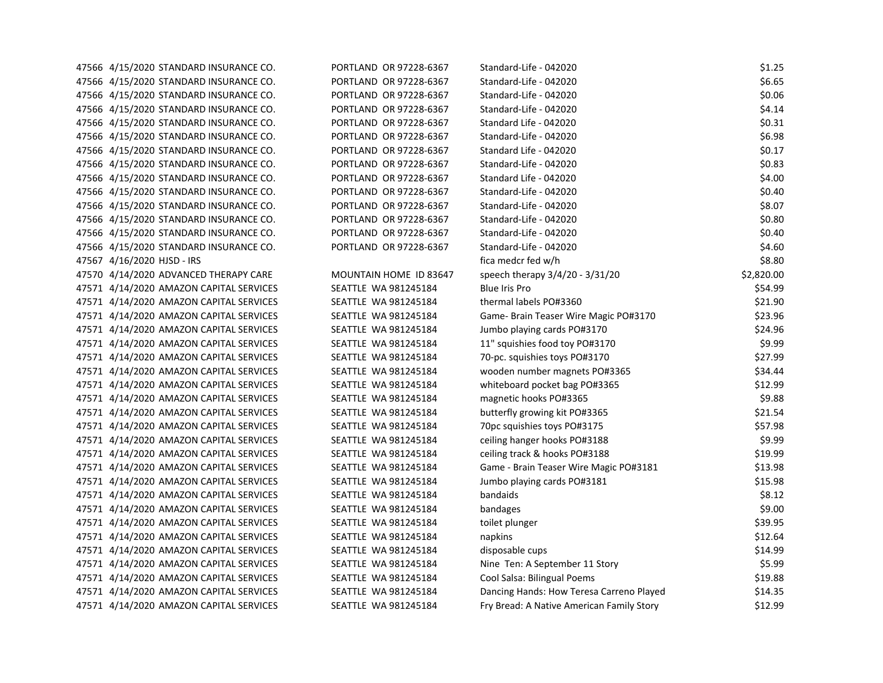| | | | | | |
|---|---|---|---|---|---|
| 47566 | 4/15/2020 | STANDARD INSURANCE CO. | PORTLAND OR 97228-6367 | Standard-Life - 042020 | $1.25 |
| 47566 | 4/15/2020 | STANDARD INSURANCE CO. | PORTLAND OR 97228-6367 | Standard-Life - 042020 | $6.65 |
| 47566 | 4/15/2020 | STANDARD INSURANCE CO. | PORTLAND OR 97228-6367 | Standard-Life - 042020 | $0.06 |
| 47566 | 4/15/2020 | STANDARD INSURANCE CO. | PORTLAND OR 97228-6367 | Standard-Life - 042020 | $4.14 |
| 47566 | 4/15/2020 | STANDARD INSURANCE CO. | PORTLAND OR 97228-6367 | Standard Life - 042020 | $0.31 |
| 47566 | 4/15/2020 | STANDARD INSURANCE CO. | PORTLAND OR 97228-6367 | Standard-Life - 042020 | $6.98 |
| 47566 | 4/15/2020 | STANDARD INSURANCE CO. | PORTLAND OR 97228-6367 | Standard Life - 042020 | $0.17 |
| 47566 | 4/15/2020 | STANDARD INSURANCE CO. | PORTLAND OR 97228-6367 | Standard-Life - 042020 | $0.83 |
| 47566 | 4/15/2020 | STANDARD INSURANCE CO. | PORTLAND OR 97228-6367 | Standard Life - 042020 | $4.00 |
| 47566 | 4/15/2020 | STANDARD INSURANCE CO. | PORTLAND OR 97228-6367 | Standard-Life - 042020 | $0.40 |
| 47566 | 4/15/2020 | STANDARD INSURANCE CO. | PORTLAND OR 97228-6367 | Standard-Life - 042020 | $8.07 |
| 47566 | 4/15/2020 | STANDARD INSURANCE CO. | PORTLAND OR 97228-6367 | Standard-Life - 042020 | $0.80 |
| 47566 | 4/15/2020 | STANDARD INSURANCE CO. | PORTLAND OR 97228-6367 | Standard-Life - 042020 | $0.40 |
| 47566 | 4/15/2020 | STANDARD INSURANCE CO. | PORTLAND OR 97228-6367 | Standard-Life - 042020 | $4.60 |
| 47567 | 4/16/2020 | HJSD - IRS | | fica medcr fed w/h | $8.80 |
| 47570 | 4/14/2020 | ADVANCED THERAPY CARE | MOUNTAIN HOME ID 83647 | speech therapy 3/4/20 - 3/31/20 | $2,820.00 |
| 47571 | 4/14/2020 | AMAZON CAPITAL SERVICES | SEATTLE WA 981245184 | Blue Iris Pro | $54.99 |
| 47571 | 4/14/2020 | AMAZON CAPITAL SERVICES | SEATTLE WA 981245184 | thermal labels PO#3360 | $21.90 |
| 47571 | 4/14/2020 | AMAZON CAPITAL SERVICES | SEATTLE WA 981245184 | Game- Brain Teaser Wire Magic PO#3170 | $23.96 |
| 47571 | 4/14/2020 | AMAZON CAPITAL SERVICES | SEATTLE WA 981245184 | Jumbo playing cards PO#3170 | $24.96 |
| 47571 | 4/14/2020 | AMAZON CAPITAL SERVICES | SEATTLE WA 981245184 | 11" squishies food toy PO#3170 | $9.99 |
| 47571 | 4/14/2020 | AMAZON CAPITAL SERVICES | SEATTLE WA 981245184 | 70-pc. squishies toys PO#3170 | $27.99 |
| 47571 | 4/14/2020 | AMAZON CAPITAL SERVICES | SEATTLE WA 981245184 | wooden number magnets PO#3365 | $34.44 |
| 47571 | 4/14/2020 | AMAZON CAPITAL SERVICES | SEATTLE WA 981245184 | whiteboard pocket bag PO#3365 | $12.99 |
| 47571 | 4/14/2020 | AMAZON CAPITAL SERVICES | SEATTLE WA 981245184 | magnetic hooks PO#3365 | $9.88 |
| 47571 | 4/14/2020 | AMAZON CAPITAL SERVICES | SEATTLE WA 981245184 | butterfly growing kit PO#3365 | $21.54 |
| 47571 | 4/14/2020 | AMAZON CAPITAL SERVICES | SEATTLE WA 981245184 | 70pc squishies toys PO#3175 | $57.98 |
| 47571 | 4/14/2020 | AMAZON CAPITAL SERVICES | SEATTLE WA 981245184 | ceiling hanger hooks PO#3188 | $9.99 |
| 47571 | 4/14/2020 | AMAZON CAPITAL SERVICES | SEATTLE WA 981245184 | ceiling track & hooks PO#3188 | $19.99 |
| 47571 | 4/14/2020 | AMAZON CAPITAL SERVICES | SEATTLE WA 981245184 | Game - Brain Teaser Wire Magic PO#3181 | $13.98 |
| 47571 | 4/14/2020 | AMAZON CAPITAL SERVICES | SEATTLE WA 981245184 | Jumbo playing cards PO#3181 | $15.98 |
| 47571 | 4/14/2020 | AMAZON CAPITAL SERVICES | SEATTLE WA 981245184 | bandaids | $8.12 |
| 47571 | 4/14/2020 | AMAZON CAPITAL SERVICES | SEATTLE WA 981245184 | bandages | $9.00 |
| 47571 | 4/14/2020 | AMAZON CAPITAL SERVICES | SEATTLE WA 981245184 | toilet plunger | $39.95 |
| 47571 | 4/14/2020 | AMAZON CAPITAL SERVICES | SEATTLE WA 981245184 | napkins | $12.64 |
| 47571 | 4/14/2020 | AMAZON CAPITAL SERVICES | SEATTLE WA 981245184 | disposable cups | $14.99 |
| 47571 | 4/14/2020 | AMAZON CAPITAL SERVICES | SEATTLE WA 981245184 | Nine Ten: A September 11 Story | $5.99 |
| 47571 | 4/14/2020 | AMAZON CAPITAL SERVICES | SEATTLE WA 981245184 | Cool Salsa: Bilingual Poems | $19.88 |
| 47571 | 4/14/2020 | AMAZON CAPITAL SERVICES | SEATTLE WA 981245184 | Dancing Hands: How Teresa Carreno Played | $14.35 |
| 47571 | 4/14/2020 | AMAZON CAPITAL SERVICES | SEATTLE WA 981245184 | Fry Bread: A Native American Family Story | $12.99 |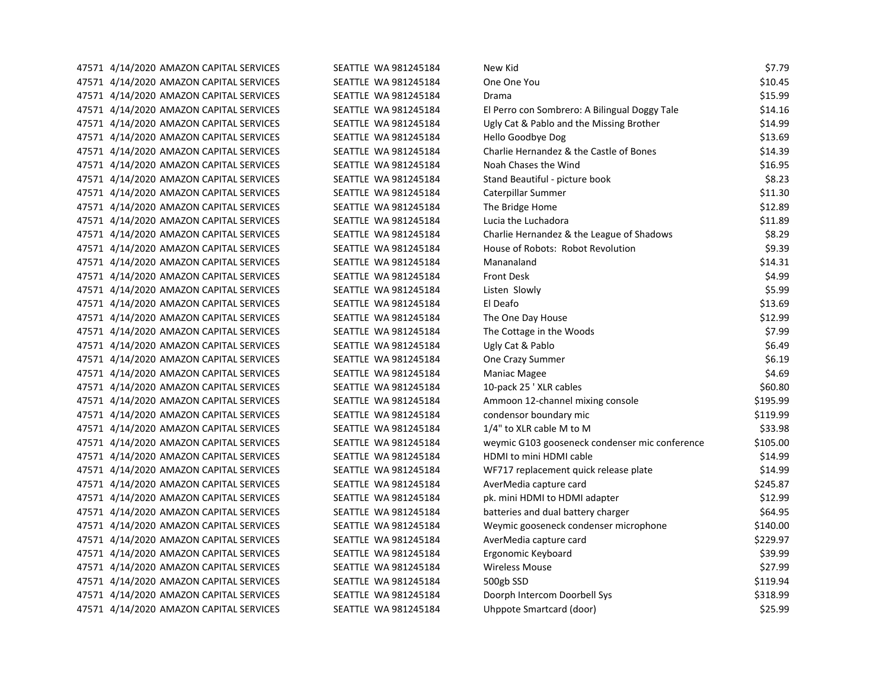| | | | | | |
|---|---|---|---|---|---|
| 47571 | 4/14/2020 | AMAZON CAPITAL SERVICES | SEATTLE WA 981245184 | New Kid | $7.79 |
| 47571 | 4/14/2020 | AMAZON CAPITAL SERVICES | SEATTLE WA 981245184 | One One You | $10.45 |
| 47571 | 4/14/2020 | AMAZON CAPITAL SERVICES | SEATTLE WA 981245184 | Drama | $15.99 |
| 47571 | 4/14/2020 | AMAZON CAPITAL SERVICES | SEATTLE WA 981245184 | El Perro con Sombrero: A Bilingual Doggy Tale | $14.16 |
| 47571 | 4/14/2020 | AMAZON CAPITAL SERVICES | SEATTLE WA 981245184 | Ugly Cat & Pablo and the Missing Brother | $14.99 |
| 47571 | 4/14/2020 | AMAZON CAPITAL SERVICES | SEATTLE WA 981245184 | Hello Goodbye Dog | $13.69 |
| 47571 | 4/14/2020 | AMAZON CAPITAL SERVICES | SEATTLE WA 981245184 | Charlie Hernandez & the Castle of Bones | $14.39 |
| 47571 | 4/14/2020 | AMAZON CAPITAL SERVICES | SEATTLE WA 981245184 | Noah Chases the Wind | $16.95 |
| 47571 | 4/14/2020 | AMAZON CAPITAL SERVICES | SEATTLE WA 981245184 | Stand Beautiful - picture book | $8.23 |
| 47571 | 4/14/2020 | AMAZON CAPITAL SERVICES | SEATTLE WA 981245184 | Caterpillar Summer | $11.30 |
| 47571 | 4/14/2020 | AMAZON CAPITAL SERVICES | SEATTLE WA 981245184 | The Bridge Home | $12.89 |
| 47571 | 4/14/2020 | AMAZON CAPITAL SERVICES | SEATTLE WA 981245184 | Lucia the Luchadora | $11.89 |
| 47571 | 4/14/2020 | AMAZON CAPITAL SERVICES | SEATTLE WA 981245184 | Charlie Hernandez & the League of Shadows | $8.29 |
| 47571 | 4/14/2020 | AMAZON CAPITAL SERVICES | SEATTLE WA 981245184 | House of Robots: Robot Revolution | $9.39 |
| 47571 | 4/14/2020 | AMAZON CAPITAL SERVICES | SEATTLE WA 981245184 | Mananaland | $14.31 |
| 47571 | 4/14/2020 | AMAZON CAPITAL SERVICES | SEATTLE WA 981245184 | Front Desk | $4.99 |
| 47571 | 4/14/2020 | AMAZON CAPITAL SERVICES | SEATTLE WA 981245184 | Listen Slowly | $5.99 |
| 47571 | 4/14/2020 | AMAZON CAPITAL SERVICES | SEATTLE WA 981245184 | El Deafo | $13.69 |
| 47571 | 4/14/2020 | AMAZON CAPITAL SERVICES | SEATTLE WA 981245184 | The One Day House | $12.99 |
| 47571 | 4/14/2020 | AMAZON CAPITAL SERVICES | SEATTLE WA 981245184 | The Cottage in the Woods | $7.99 |
| 47571 | 4/14/2020 | AMAZON CAPITAL SERVICES | SEATTLE WA 981245184 | Ugly Cat & Pablo | $6.49 |
| 47571 | 4/14/2020 | AMAZON CAPITAL SERVICES | SEATTLE WA 981245184 | One Crazy Summer | $6.19 |
| 47571 | 4/14/2020 | AMAZON CAPITAL SERVICES | SEATTLE WA 981245184 | Maniac Magee | $4.69 |
| 47571 | 4/14/2020 | AMAZON CAPITAL SERVICES | SEATTLE WA 981245184 | 10-pack 25 ' XLR cables | $60.80 |
| 47571 | 4/14/2020 | AMAZON CAPITAL SERVICES | SEATTLE WA 981245184 | Ammoon 12-channel mixing console | $195.99 |
| 47571 | 4/14/2020 | AMAZON CAPITAL SERVICES | SEATTLE WA 981245184 | condensor boundary mic | $119.99 |
| 47571 | 4/14/2020 | AMAZON CAPITAL SERVICES | SEATTLE WA 981245184 | 1/4" to XLR cable M to M | $33.98 |
| 47571 | 4/14/2020 | AMAZON CAPITAL SERVICES | SEATTLE WA 981245184 | weymic G103 gooseneck condenser mic conference | $105.00 |
| 47571 | 4/14/2020 | AMAZON CAPITAL SERVICES | SEATTLE WA 981245184 | HDMI to mini HDMI cable | $14.99 |
| 47571 | 4/14/2020 | AMAZON CAPITAL SERVICES | SEATTLE WA 981245184 | WF717 replacement quick release plate | $14.99 |
| 47571 | 4/14/2020 | AMAZON CAPITAL SERVICES | SEATTLE WA 981245184 | AverMedia capture card | $245.87 |
| 47571 | 4/14/2020 | AMAZON CAPITAL SERVICES | SEATTLE WA 981245184 | pk. mini HDMI to HDMI adapter | $12.99 |
| 47571 | 4/14/2020 | AMAZON CAPITAL SERVICES | SEATTLE WA 981245184 | batteries and dual battery charger | $64.95 |
| 47571 | 4/14/2020 | AMAZON CAPITAL SERVICES | SEATTLE WA 981245184 | Weymic gooseneck condenser microphone | $140.00 |
| 47571 | 4/14/2020 | AMAZON CAPITAL SERVICES | SEATTLE WA 981245184 | AverMedia capture card | $229.97 |
| 47571 | 4/14/2020 | AMAZON CAPITAL SERVICES | SEATTLE WA 981245184 | Ergonomic Keyboard | $39.99 |
| 47571 | 4/14/2020 | AMAZON CAPITAL SERVICES | SEATTLE WA 981245184 | Wireless Mouse | $27.99 |
| 47571 | 4/14/2020 | AMAZON CAPITAL SERVICES | SEATTLE WA 981245184 | 500gb SSD | $119.94 |
| 47571 | 4/14/2020 | AMAZON CAPITAL SERVICES | SEATTLE WA 981245184 | Doorph Intercom Doorbell Sys | $318.99 |
| 47571 | 4/14/2020 | AMAZON CAPITAL SERVICES | SEATTLE WA 981245184 | Uhppote Smartcard (door) | $25.99 |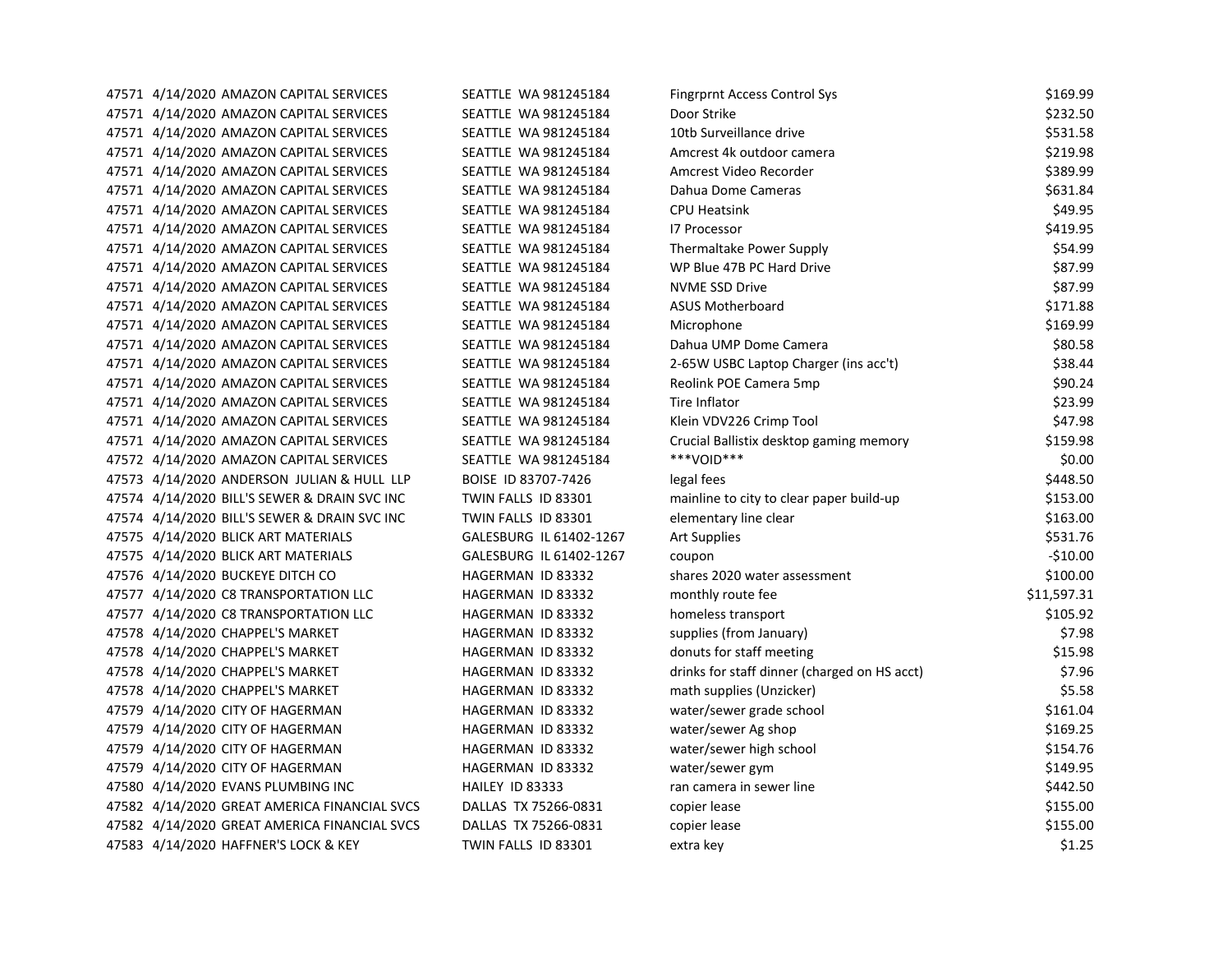| | | | | | |
|---|---|---|---|---|---|
| 47571 | 4/14/2020 | AMAZON CAPITAL SERVICES | SEATTLE WA 981245184 | Fingrprnt Access Control Sys | $169.99 |
| 47571 | 4/14/2020 | AMAZON CAPITAL SERVICES | SEATTLE WA 981245184 | Door Strike | $232.50 |
| 47571 | 4/14/2020 | AMAZON CAPITAL SERVICES | SEATTLE WA 981245184 | 10tb Surveillance drive | $531.58 |
| 47571 | 4/14/2020 | AMAZON CAPITAL SERVICES | SEATTLE WA 981245184 | Amcrest 4k outdoor camera | $219.98 |
| 47571 | 4/14/2020 | AMAZON CAPITAL SERVICES | SEATTLE WA 981245184 | Amcrest Video Recorder | $389.99 |
| 47571 | 4/14/2020 | AMAZON CAPITAL SERVICES | SEATTLE WA 981245184 | Dahua Dome Cameras | $631.84 |
| 47571 | 4/14/2020 | AMAZON CAPITAL SERVICES | SEATTLE WA 981245184 | CPU Heatsink | $49.95 |
| 47571 | 4/14/2020 | AMAZON CAPITAL SERVICES | SEATTLE WA 981245184 | I7 Processor | $419.95 |
| 47571 | 4/14/2020 | AMAZON CAPITAL SERVICES | SEATTLE WA 981245184 | Thermaltake Power Supply | $54.99 |
| 47571 | 4/14/2020 | AMAZON CAPITAL SERVICES | SEATTLE WA 981245184 | WP Blue 47B PC Hard Drive | $87.99 |
| 47571 | 4/14/2020 | AMAZON CAPITAL SERVICES | SEATTLE WA 981245184 | NVME SSD Drive | $87.99 |
| 47571 | 4/14/2020 | AMAZON CAPITAL SERVICES | SEATTLE WA 981245184 | ASUS Motherboard | $171.88 |
| 47571 | 4/14/2020 | AMAZON CAPITAL SERVICES | SEATTLE WA 981245184 | Microphone | $169.99 |
| 47571 | 4/14/2020 | AMAZON CAPITAL SERVICES | SEATTLE WA 981245184 | Dahua UMP Dome Camera | $80.58 |
| 47571 | 4/14/2020 | AMAZON CAPITAL SERVICES | SEATTLE WA 981245184 | 2-65W USBC Laptop Charger (ins acc't) | $38.44 |
| 47571 | 4/14/2020 | AMAZON CAPITAL SERVICES | SEATTLE WA 981245184 | Reolink POE Camera 5mp | $90.24 |
| 47571 | 4/14/2020 | AMAZON CAPITAL SERVICES | SEATTLE WA 981245184 | Tire Inflator | $23.99 |
| 47571 | 4/14/2020 | AMAZON CAPITAL SERVICES | SEATTLE WA 981245184 | Klein VDV226 Crimp Tool | $47.98 |
| 47571 | 4/14/2020 | AMAZON CAPITAL SERVICES | SEATTLE WA 981245184 | Crucial Ballistix desktop gaming memory | $159.98 |
| 47572 | 4/14/2020 | AMAZON CAPITAL SERVICES | SEATTLE WA 981245184 | ***VOID*** | $0.00 |
| 47573 | 4/14/2020 | ANDERSON JULIAN & HULL LLP | BOISE ID 83707-7426 | legal fees | $448.50 |
| 47574 | 4/14/2020 | BILL'S SEWER & DRAIN SVC INC | TWIN FALLS ID 83301 | mainline to city to clear paper build-up | $153.00 |
| 47574 | 4/14/2020 | BILL'S SEWER & DRAIN SVC INC | TWIN FALLS ID 83301 | elementary line clear | $163.00 |
| 47575 | 4/14/2020 | BLICK ART MATERIALS | GALESBURG IL 61402-1267 | Art Supplies | $531.76 |
| 47575 | 4/14/2020 | BLICK ART MATERIALS | GALESBURG IL 61402-1267 | coupon | -$10.00 |
| 47576 | 4/14/2020 | BUCKEYE DITCH CO | HAGERMAN ID 83332 | shares 2020 water assessment | $100.00 |
| 47577 | 4/14/2020 | C8 TRANSPORTATION LLC | HAGERMAN ID 83332 | monthly route fee | $11,597.31 |
| 47577 | 4/14/2020 | C8 TRANSPORTATION LLC | HAGERMAN ID 83332 | homeless transport | $105.92 |
| 47578 | 4/14/2020 | CHAPPEL'S MARKET | HAGERMAN ID 83332 | supplies (from January) | $7.98 |
| 47578 | 4/14/2020 | CHAPPEL'S MARKET | HAGERMAN ID 83332 | donuts for staff meeting | $15.98 |
| 47578 | 4/14/2020 | CHAPPEL'S MARKET | HAGERMAN ID 83332 | drinks for staff dinner (charged on HS acct) | $7.96 |
| 47578 | 4/14/2020 | CHAPPEL'S MARKET | HAGERMAN ID 83332 | math supplies (Unzicker) | $5.58 |
| 47579 | 4/14/2020 | CITY OF HAGERMAN | HAGERMAN ID 83332 | water/sewer grade school | $161.04 |
| 47579 | 4/14/2020 | CITY OF HAGERMAN | HAGERMAN ID 83332 | water/sewer Ag shop | $169.25 |
| 47579 | 4/14/2020 | CITY OF HAGERMAN | HAGERMAN ID 83332 | water/sewer high school | $154.76 |
| 47579 | 4/14/2020 | CITY OF HAGERMAN | HAGERMAN ID 83332 | water/sewer gym | $149.95 |
| 47580 | 4/14/2020 | EVANS PLUMBING INC | HAILEY ID 83333 | ran camera in sewer line | $442.50 |
| 47582 | 4/14/2020 | GREAT AMERICA FINANCIAL SVCS | DALLAS TX 75266-0831 | copier lease | $155.00 |
| 47582 | 4/14/2020 | GREAT AMERICA FINANCIAL SVCS | DALLAS TX 75266-0831 | copier lease | $155.00 |
| 47583 | 4/14/2020 | HAFFNER'S LOCK & KEY | TWIN FALLS ID 83301 | extra key | $1.25 |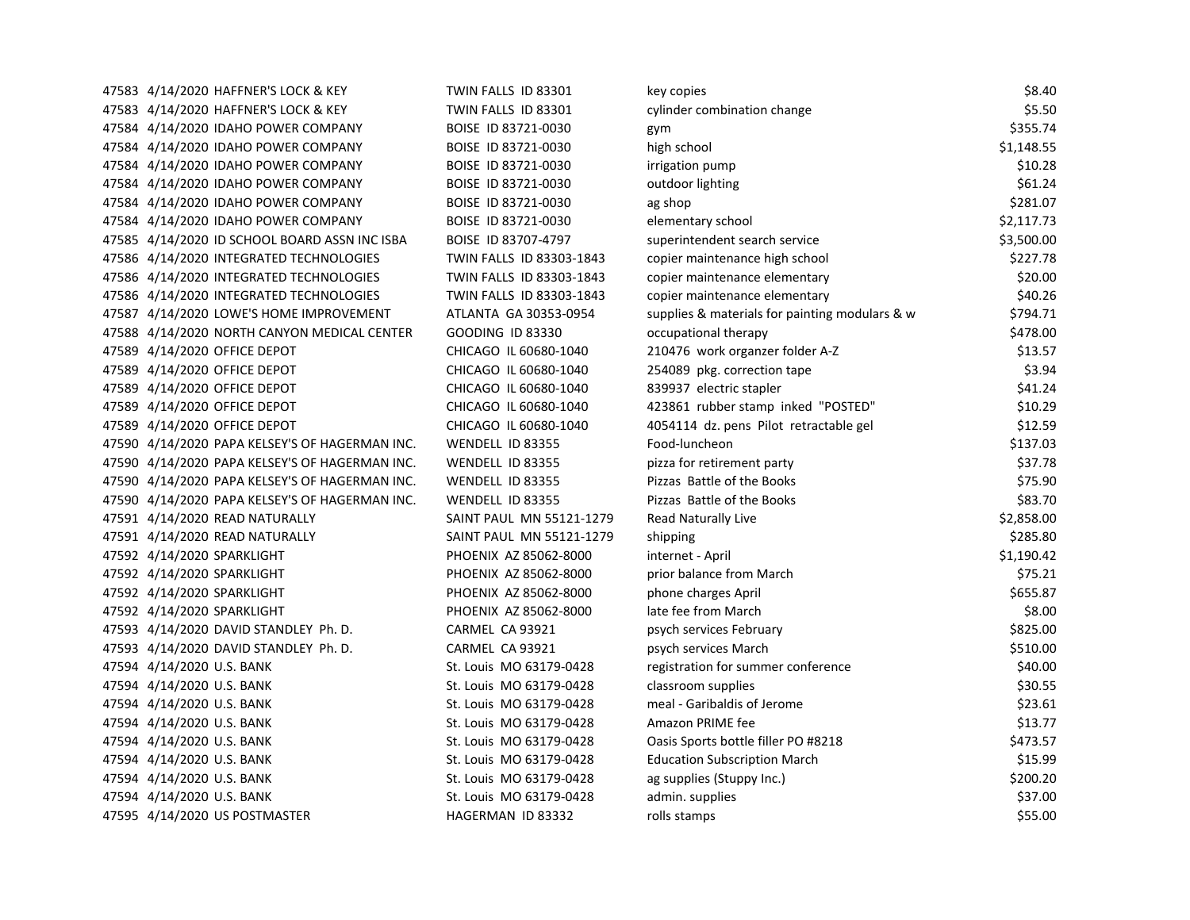| | | | | | |
|---|---|---|---|---|---|
| 47583 | 4/14/2020 | HAFFNER'S LOCK & KEY | TWIN FALLS ID 83301 | key copies | $8.40 |
| 47583 | 4/14/2020 | HAFFNER'S LOCK & KEY | TWIN FALLS ID 83301 | cylinder combination change | $5.50 |
| 47584 | 4/14/2020 | IDAHO POWER COMPANY | BOISE ID 83721-0030 | gym | $355.74 |
| 47584 | 4/14/2020 | IDAHO POWER COMPANY | BOISE ID 83721-0030 | high school | $1,148.55 |
| 47584 | 4/14/2020 | IDAHO POWER COMPANY | BOISE ID 83721-0030 | irrigation pump | $10.28 |
| 47584 | 4/14/2020 | IDAHO POWER COMPANY | BOISE ID 83721-0030 | outdoor lighting | $61.24 |
| 47584 | 4/14/2020 | IDAHO POWER COMPANY | BOISE ID 83721-0030 | ag shop | $281.07 |
| 47584 | 4/14/2020 | IDAHO POWER COMPANY | BOISE ID 83721-0030 | elementary school | $2,117.73 |
| 47585 | 4/14/2020 | ID SCHOOL BOARD ASSN INC ISBA | BOISE ID 83707-4797 | superintendent search service | $3,500.00 |
| 47586 | 4/14/2020 | INTEGRATED TECHNOLOGIES | TWIN FALLS ID 83303-1843 | copier maintenance high school | $227.78 |
| 47586 | 4/14/2020 | INTEGRATED TECHNOLOGIES | TWIN FALLS ID 83303-1843 | copier maintenance elementary | $20.00 |
| 47586 | 4/14/2020 | INTEGRATED TECHNOLOGIES | TWIN FALLS ID 83303-1843 | copier maintenance elementary | $40.26 |
| 47587 | 4/14/2020 | LOWE'S HOME IMPROVEMENT | ATLANTA GA 30353-0954 | supplies & materials for painting modulars & w | $794.71 |
| 47588 | 4/14/2020 | NORTH CANYON MEDICAL CENTER | GOODING ID 83330 | occupational therapy | $478.00 |
| 47589 | 4/14/2020 | OFFICE DEPOT | CHICAGO IL 60680-1040 | 210476 work organzer folder A-Z | $13.57 |
| 47589 | 4/14/2020 | OFFICE DEPOT | CHICAGO IL 60680-1040 | 254089 pkg. correction tape | $3.94 |
| 47589 | 4/14/2020 | OFFICE DEPOT | CHICAGO IL 60680-1040 | 839937 electric stapler | $41.24 |
| 47589 | 4/14/2020 | OFFICE DEPOT | CHICAGO IL 60680-1040 | 423861 rubber stamp inked "POSTED" | $10.29 |
| 47589 | 4/14/2020 | OFFICE DEPOT | CHICAGO IL 60680-1040 | 4054114 dz. pens Pilot retractable gel | $12.59 |
| 47590 | 4/14/2020 | PAPA KELSEY'S OF HAGERMAN INC. | WENDELL ID 83355 | Food-luncheon | $137.03 |
| 47590 | 4/14/2020 | PAPA KELSEY'S OF HAGERMAN INC. | WENDELL ID 83355 | pizza for retirement party | $37.78 |
| 47590 | 4/14/2020 | PAPA KELSEY'S OF HAGERMAN INC. | WENDELL ID 83355 | Pizzas Battle of the Books | $75.90 |
| 47590 | 4/14/2020 | PAPA KELSEY'S OF HAGERMAN INC. | WENDELL ID 83355 | Pizzas Battle of the Books | $83.70 |
| 47591 | 4/14/2020 | READ NATURALLY | SAINT PAUL MN 55121-1279 | Read Naturally Live | $2,858.00 |
| 47591 | 4/14/2020 | READ NATURALLY | SAINT PAUL MN 55121-1279 | shipping | $285.80 |
| 47592 | 4/14/2020 | SPARKLIGHT | PHOENIX AZ 85062-8000 | internet - April | $1,190.42 |
| 47592 | 4/14/2020 | SPARKLIGHT | PHOENIX AZ 85062-8000 | prior balance from March | $75.21 |
| 47592 | 4/14/2020 | SPARKLIGHT | PHOENIX AZ 85062-8000 | phone charges April | $655.87 |
| 47592 | 4/14/2020 | SPARKLIGHT | PHOENIX AZ 85062-8000 | late fee from March | $8.00 |
| 47593 | 4/14/2020 | DAVID STANDLEY Ph. D. | CARMEL CA 93921 | psych services February | $825.00 |
| 47593 | 4/14/2020 | DAVID STANDLEY Ph. D. | CARMEL CA 93921 | psych services March | $510.00 |
| 47594 | 4/14/2020 | U.S. BANK | St. Louis MO 63179-0428 | registration for summer conference | $40.00 |
| 47594 | 4/14/2020 | U.S. BANK | St. Louis MO 63179-0428 | classroom supplies | $30.55 |
| 47594 | 4/14/2020 | U.S. BANK | St. Louis MO 63179-0428 | meal - Garibaldis of Jerome | $23.61 |
| 47594 | 4/14/2020 | U.S. BANK | St. Louis MO 63179-0428 | Amazon PRIME fee | $13.77 |
| 47594 | 4/14/2020 | U.S. BANK | St. Louis MO 63179-0428 | Oasis Sports bottle filler PO #8218 | $473.57 |
| 47594 | 4/14/2020 | U.S. BANK | St. Louis MO 63179-0428 | Education Subscription March | $15.99 |
| 47594 | 4/14/2020 | U.S. BANK | St. Louis MO 63179-0428 | ag supplies (Stuppy Inc.) | $200.20 |
| 47594 | 4/14/2020 | U.S. BANK | St. Louis MO 63179-0428 | admin. supplies | $37.00 |
| 47595 | 4/14/2020 | US POSTMASTER | HAGERMAN ID 83332 | rolls stamps | $55.00 |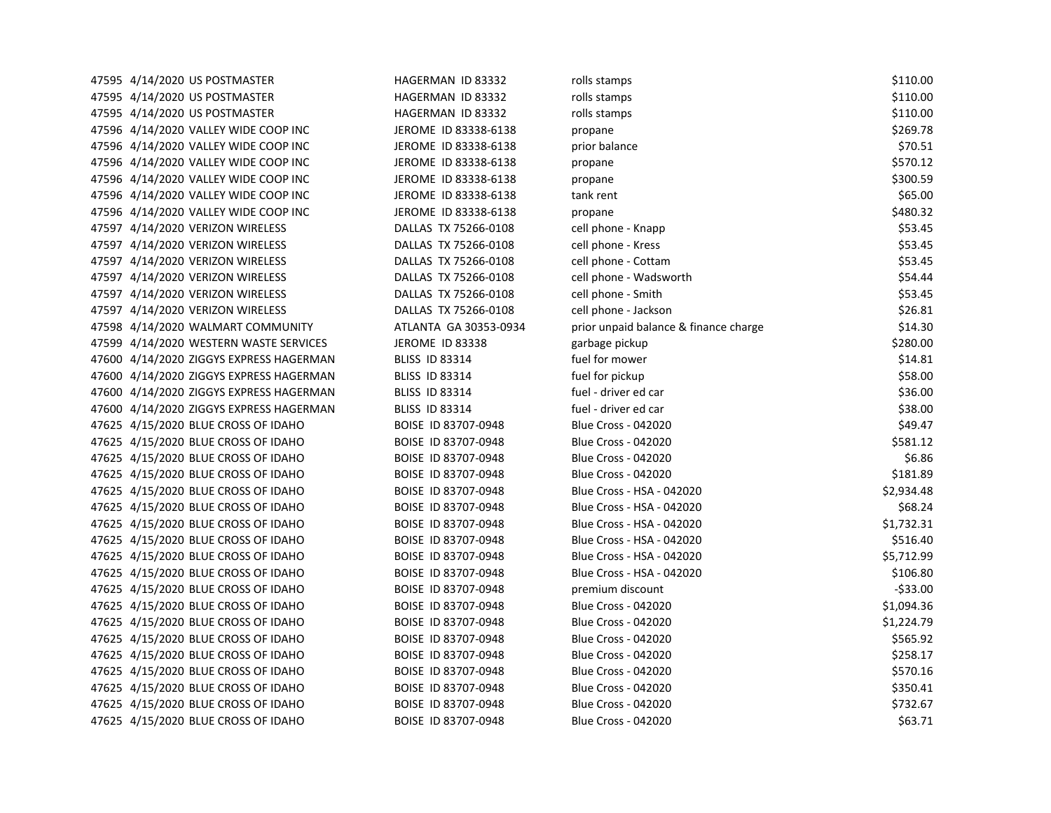| | | | | | |
|---|---|---|---|---|---|
| 47595 | 4/14/2020 | US POSTMASTER | HAGERMAN ID 83332 | rolls stamps | $110.00 |
| 47595 | 4/14/2020 | US POSTMASTER | HAGERMAN ID 83332 | rolls stamps | $110.00 |
| 47595 | 4/14/2020 | US POSTMASTER | HAGERMAN ID 83332 | rolls stamps | $110.00 |
| 47596 | 4/14/2020 | VALLEY WIDE COOP INC | JEROME ID 83338-6138 | propane | $269.78 |
| 47596 | 4/14/2020 | VALLEY WIDE COOP INC | JEROME ID 83338-6138 | prior balance | $70.51 |
| 47596 | 4/14/2020 | VALLEY WIDE COOP INC | JEROME ID 83338-6138 | propane | $570.12 |
| 47596 | 4/14/2020 | VALLEY WIDE COOP INC | JEROME ID 83338-6138 | propane | $300.59 |
| 47596 | 4/14/2020 | VALLEY WIDE COOP INC | JEROME ID 83338-6138 | tank rent | $65.00 |
| 47596 | 4/14/2020 | VALLEY WIDE COOP INC | JEROME ID 83338-6138 | propane | $480.32 |
| 47597 | 4/14/2020 | VERIZON WIRELESS | DALLAS TX 75266-0108 | cell phone - Knapp | $53.45 |
| 47597 | 4/14/2020 | VERIZON WIRELESS | DALLAS TX 75266-0108 | cell phone - Kress | $53.45 |
| 47597 | 4/14/2020 | VERIZON WIRELESS | DALLAS TX 75266-0108 | cell phone - Cottam | $53.45 |
| 47597 | 4/14/2020 | VERIZON WIRELESS | DALLAS TX 75266-0108 | cell phone - Wadsworth | $54.44 |
| 47597 | 4/14/2020 | VERIZON WIRELESS | DALLAS TX 75266-0108 | cell phone - Smith | $53.45 |
| 47597 | 4/14/2020 | VERIZON WIRELESS | DALLAS TX 75266-0108 | cell phone - Jackson | $26.81 |
| 47598 | 4/14/2020 | WALMART COMMUNITY | ATLANTA GA 30353-0934 | prior unpaid balance & finance charge | $14.30 |
| 47599 | 4/14/2020 | WESTERN WASTE SERVICES | JEROME ID 83338 | garbage pickup | $280.00 |
| 47600 | 4/14/2020 | ZIGGYS EXPRESS HAGERMAN | BLISS ID 83314 | fuel for mower | $14.81 |
| 47600 | 4/14/2020 | ZIGGYS EXPRESS HAGERMAN | BLISS ID 83314 | fuel for pickup | $58.00 |
| 47600 | 4/14/2020 | ZIGGYS EXPRESS HAGERMAN | BLISS ID 83314 | fuel - driver ed car | $36.00 |
| 47600 | 4/14/2020 | ZIGGYS EXPRESS HAGERMAN | BLISS ID 83314 | fuel - driver ed car | $38.00 |
| 47625 | 4/15/2020 | BLUE CROSS OF IDAHO | BOISE ID 83707-0948 | Blue Cross - 042020 | $49.47 |
| 47625 | 4/15/2020 | BLUE CROSS OF IDAHO | BOISE ID 83707-0948 | Blue Cross - 042020 | $581.12 |
| 47625 | 4/15/2020 | BLUE CROSS OF IDAHO | BOISE ID 83707-0948 | Blue Cross - 042020 | $6.86 |
| 47625 | 4/15/2020 | BLUE CROSS OF IDAHO | BOISE ID 83707-0948 | Blue Cross - 042020 | $181.89 |
| 47625 | 4/15/2020 | BLUE CROSS OF IDAHO | BOISE ID 83707-0948 | Blue Cross - HSA - 042020 | $2,934.48 |
| 47625 | 4/15/2020 | BLUE CROSS OF IDAHO | BOISE ID 83707-0948 | Blue Cross - HSA - 042020 | $68.24 |
| 47625 | 4/15/2020 | BLUE CROSS OF IDAHO | BOISE ID 83707-0948 | Blue Cross - HSA - 042020 | $1,732.31 |
| 47625 | 4/15/2020 | BLUE CROSS OF IDAHO | BOISE ID 83707-0948 | Blue Cross - HSA - 042020 | $516.40 |
| 47625 | 4/15/2020 | BLUE CROSS OF IDAHO | BOISE ID 83707-0948 | Blue Cross - HSA - 042020 | $5,712.99 |
| 47625 | 4/15/2020 | BLUE CROSS OF IDAHO | BOISE ID 83707-0948 | Blue Cross - HSA - 042020 | $106.80 |
| 47625 | 4/15/2020 | BLUE CROSS OF IDAHO | BOISE ID 83707-0948 | premium discount | -$33.00 |
| 47625 | 4/15/2020 | BLUE CROSS OF IDAHO | BOISE ID 83707-0948 | Blue Cross - 042020 | $1,094.36 |
| 47625 | 4/15/2020 | BLUE CROSS OF IDAHO | BOISE ID 83707-0948 | Blue Cross - 042020 | $1,224.79 |
| 47625 | 4/15/2020 | BLUE CROSS OF IDAHO | BOISE ID 83707-0948 | Blue Cross - 042020 | $565.92 |
| 47625 | 4/15/2020 | BLUE CROSS OF IDAHO | BOISE ID 83707-0948 | Blue Cross - 042020 | $258.17 |
| 47625 | 4/15/2020 | BLUE CROSS OF IDAHO | BOISE ID 83707-0948 | Blue Cross - 042020 | $570.16 |
| 47625 | 4/15/2020 | BLUE CROSS OF IDAHO | BOISE ID 83707-0948 | Blue Cross - 042020 | $350.41 |
| 47625 | 4/15/2020 | BLUE CROSS OF IDAHO | BOISE ID 83707-0948 | Blue Cross - 042020 | $732.67 |
| 47625 | 4/15/2020 | BLUE CROSS OF IDAHO | BOISE ID 83707-0948 | Blue Cross - 042020 | $63.71 |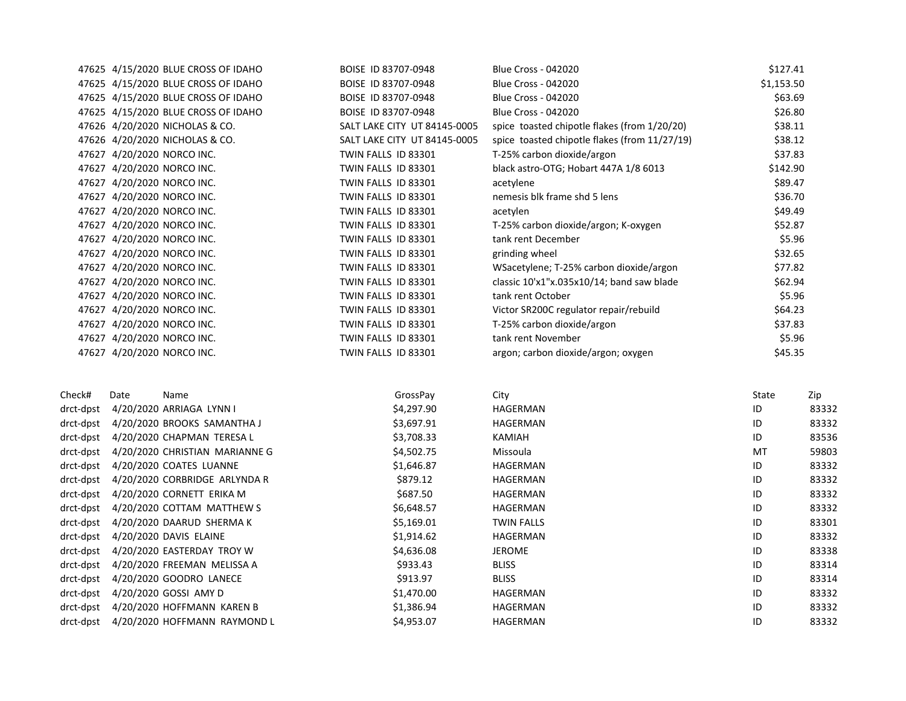| | | | | | |
|---|---|---|---|---|---|
| 47625 | 4/15/2020 | BLUE CROSS OF IDAHO | BOISE ID 83707-0948 | Blue Cross - 042020 | $127.41 |
| 47625 | 4/15/2020 | BLUE CROSS OF IDAHO | BOISE ID 83707-0948 | Blue Cross - 042020 | $1,153.50 |
| 47625 | 4/15/2020 | BLUE CROSS OF IDAHO | BOISE ID 83707-0948 | Blue Cross - 042020 | $63.69 |
| 47625 | 4/15/2020 | BLUE CROSS OF IDAHO | BOISE ID 83707-0948 | Blue Cross - 042020 | $26.80 |
| 47626 | 4/20/2020 | NICHOLAS & CO. | SALT LAKE CITY UT 84145-0005 | spice toasted chipotle flakes (from 1/20/20) | $38.11 |
| 47626 | 4/20/2020 | NICHOLAS & CO. | SALT LAKE CITY UT 84145-0005 | spice toasted chipotle flakes (from 11/27/19) | $38.12 |
| 47627 | 4/20/2020 | NORCO INC. | TWIN FALLS ID 83301 | T-25% carbon dioxide/argon | $37.83 |
| 47627 | 4/20/2020 | NORCO INC. | TWIN FALLS ID 83301 | black astro-OTG; Hobart 447A 1/8 6013 | $142.90 |
| 47627 | 4/20/2020 | NORCO INC. | TWIN FALLS ID 83301 | acetylene | $89.47 |
| 47627 | 4/20/2020 | NORCO INC. | TWIN FALLS ID 83301 | nemesis blk frame shd 5 lens | $36.70 |
| 47627 | 4/20/2020 | NORCO INC. | TWIN FALLS ID 83301 | acetylen | $49.49 |
| 47627 | 4/20/2020 | NORCO INC. | TWIN FALLS ID 83301 | T-25% carbon dioxide/argon; K-oxygen | $52.87 |
| 47627 | 4/20/2020 | NORCO INC. | TWIN FALLS ID 83301 | tank rent December | $5.96 |
| 47627 | 4/20/2020 | NORCO INC. | TWIN FALLS ID 83301 | grinding wheel | $32.65 |
| 47627 | 4/20/2020 | NORCO INC. | TWIN FALLS ID 83301 | WSacetylene; T-25% carbon dioxide/argon | $77.82 |
| 47627 | 4/20/2020 | NORCO INC. | TWIN FALLS ID 83301 | classic 10'x1"x.035x10/14; band saw blade | $62.94 |
| 47627 | 4/20/2020 | NORCO INC. | TWIN FALLS ID 83301 | tank rent October | $5.96 |
| 47627 | 4/20/2020 | NORCO INC. | TWIN FALLS ID 83301 | Victor SR200C regulator repair/rebuild | $64.23 |
| 47627 | 4/20/2020 | NORCO INC. | TWIN FALLS ID 83301 | T-25% carbon dioxide/argon | $37.83 |
| 47627 | 4/20/2020 | NORCO INC. | TWIN FALLS ID 83301 | tank rent November | $5.96 |
| 47627 | 4/20/2020 | NORCO INC. | TWIN FALLS ID 83301 | argon; carbon dioxide/argon; oxygen | $45.35 |

| Check# | Date | Name | GrossPay | City | State | Zip |
|---|---|---|---|---|---|---|
| drct-dpst | 4/20/2020 | ARRIAGA LYNN I | $4,297.90 | HAGERMAN | ID | 83332 |
| drct-dpst | 4/20/2020 | BROOKS SAMANTHA J | $3,697.91 | HAGERMAN | ID | 83332 |
| drct-dpst | 4/20/2020 | CHAPMAN TERESA L | $3,708.33 | KAMIAH | ID | 83536 |
| drct-dpst | 4/20/2020 | CHRISTIAN MARIANNE G | $4,502.75 | Missoula | MT | 59803 |
| drct-dpst | 4/20/2020 | COATES LUANNE | $1,646.87 | HAGERMAN | ID | 83332 |
| drct-dpst | 4/20/2020 | CORBRIDGE ARLYNDA R | $879.12 | HAGERMAN | ID | 83332 |
| drct-dpst | 4/20/2020 | CORNETT ERIKA M | $687.50 | HAGERMAN | ID | 83332 |
| drct-dpst | 4/20/2020 | COTTAM MATTHEW S | $6,648.57 | HAGERMAN | ID | 83332 |
| drct-dpst | 4/20/2020 | DAARUD SHERMA K | $5,169.01 | TWIN FALLS | ID | 83301 |
| drct-dpst | 4/20/2020 | DAVIS ELAINE | $1,914.62 | HAGERMAN | ID | 83332 |
| drct-dpst | 4/20/2020 | EASTERDAY TROY W | $4,636.08 | JEROME | ID | 83338 |
| drct-dpst | 4/20/2020 | FREEMAN MELISSA A | $933.43 | BLISS | ID | 83314 |
| drct-dpst | 4/20/2020 | GOODRO LANECE | $913.97 | BLISS | ID | 83314 |
| drct-dpst | 4/20/2020 | GOSSI AMY D | $1,470.00 | HAGERMAN | ID | 83332 |
| drct-dpst | 4/20/2020 | HOFFMANN KAREN B | $1,386.94 | HAGERMAN | ID | 83332 |
| drct-dpst | 4/20/2020 | HOFFMANN RAYMOND L | $4,953.07 | HAGERMAN | ID | 83332 |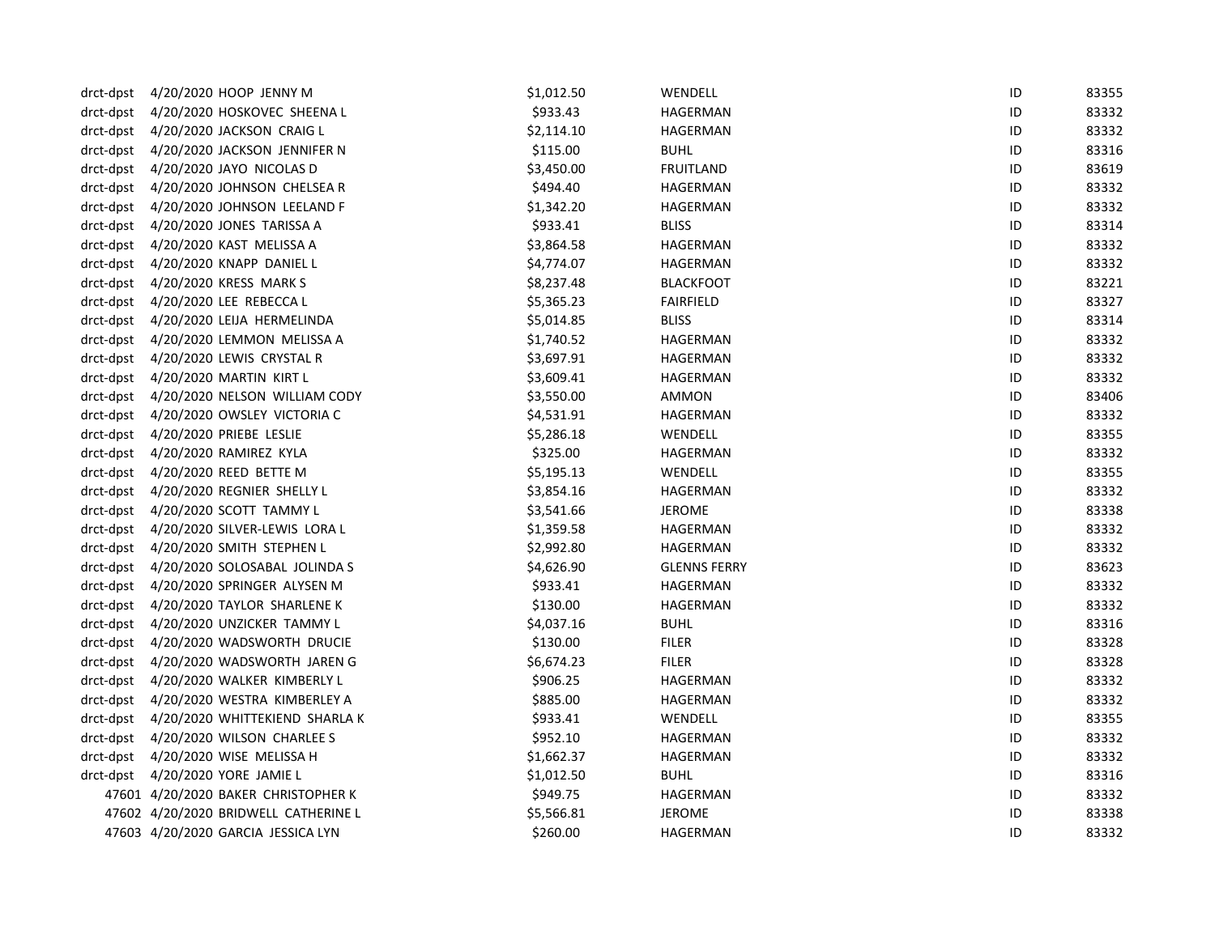| | | | | | | |
|---|---|---|---|---|---|---|
| drct-dpst | 4/20/2020 | HOOP JENNY M | $1,012.50 | WENDELL | ID | 83355 |
| drct-dpst | 4/20/2020 | HOSKOVEC SHEENA L | $933.43 | HAGERMAN | ID | 83332 |
| drct-dpst | 4/20/2020 | JACKSON CRAIG L | $2,114.10 | HAGERMAN | ID | 83332 |
| drct-dpst | 4/20/2020 | JACKSON JENNIFER N | $115.00 | BUHL | ID | 83316 |
| drct-dpst | 4/20/2020 | JAYO NICOLAS D | $3,450.00 | FRUITLAND | ID | 83619 |
| drct-dpst | 4/20/2020 | JOHNSON CHELSEA R | $494.40 | HAGERMAN | ID | 83332 |
| drct-dpst | 4/20/2020 | JOHNSON LEELAND F | $1,342.20 | HAGERMAN | ID | 83332 |
| drct-dpst | 4/20/2020 | JONES TARISSA A | $933.41 | BLISS | ID | 83314 |
| drct-dpst | 4/20/2020 | KAST MELISSA A | $3,864.58 | HAGERMAN | ID | 83332 |
| drct-dpst | 4/20/2020 | KNAPP DANIEL L | $4,774.07 | HAGERMAN | ID | 83332 |
| drct-dpst | 4/20/2020 | KRESS MARK S | $8,237.48 | BLACKFOOT | ID | 83221 |
| drct-dpst | 4/20/2020 | LEE REBECCA L | $5,365.23 | FAIRFIELD | ID | 83327 |
| drct-dpst | 4/20/2020 | LEIJA HERMELINDA | $5,014.85 | BLISS | ID | 83314 |
| drct-dpst | 4/20/2020 | LEMMON MELISSA A | $1,740.52 | HAGERMAN | ID | 83332 |
| drct-dpst | 4/20/2020 | LEWIS CRYSTAL R | $3,697.91 | HAGERMAN | ID | 83332 |
| drct-dpst | 4/20/2020 | MARTIN KIRT L | $3,609.41 | HAGERMAN | ID | 83332 |
| drct-dpst | 4/20/2020 | NELSON WILLIAM CODY | $3,550.00 | AMMON | ID | 83406 |
| drct-dpst | 4/20/2020 | OWSLEY VICTORIA C | $4,531.91 | HAGERMAN | ID | 83332 |
| drct-dpst | 4/20/2020 | PRIEBE LESLIE | $5,286.18 | WENDELL | ID | 83355 |
| drct-dpst | 4/20/2020 | RAMIREZ KYLA | $325.00 | HAGERMAN | ID | 83332 |
| drct-dpst | 4/20/2020 | REED BETTE M | $5,195.13 | WENDELL | ID | 83355 |
| drct-dpst | 4/20/2020 | REGNIER SHELLY L | $3,854.16 | HAGERMAN | ID | 83332 |
| drct-dpst | 4/20/2020 | SCOTT TAMMY L | $3,541.66 | JEROME | ID | 83338 |
| drct-dpst | 4/20/2020 | SILVER-LEWIS LORA L | $1,359.58 | HAGERMAN | ID | 83332 |
| drct-dpst | 4/20/2020 | SMITH STEPHEN L | $2,992.80 | HAGERMAN | ID | 83332 |
| drct-dpst | 4/20/2020 | SOLOSABAL JOLINDA S | $4,626.90 | GLENNS FERRY | ID | 83623 |
| drct-dpst | 4/20/2020 | SPRINGER ALYSEN M | $933.41 | HAGERMAN | ID | 83332 |
| drct-dpst | 4/20/2020 | TAYLOR SHARLENE K | $130.00 | HAGERMAN | ID | 83332 |
| drct-dpst | 4/20/2020 | UNZICKER TAMMY L | $4,037.16 | BUHL | ID | 83316 |
| drct-dpst | 4/20/2020 | WADSWORTH DRUCIE | $130.00 | FILER | ID | 83328 |
| drct-dpst | 4/20/2020 | WADSWORTH JAREN G | $6,674.23 | FILER | ID | 83328 |
| drct-dpst | 4/20/2020 | WALKER KIMBERLY L | $906.25 | HAGERMAN | ID | 83332 |
| drct-dpst | 4/20/2020 | WESTRA KIMBERLEY A | $885.00 | HAGERMAN | ID | 83332 |
| drct-dpst | 4/20/2020 | WHITTEKIEND SHARLA K | $933.41 | WENDELL | ID | 83355 |
| drct-dpst | 4/20/2020 | WILSON CHARLEE S | $952.10 | HAGERMAN | ID | 83332 |
| drct-dpst | 4/20/2020 | WISE MELISSA H | $1,662.37 | HAGERMAN | ID | 83332 |
| drct-dpst | 4/20/2020 | YORE JAMIE L | $1,012.50 | BUHL | ID | 83316 |
| 47601 | 4/20/2020 | BAKER CHRISTOPHER K | $949.75 | HAGERMAN | ID | 83332 |
| 47602 | 4/20/2020 | BRIDWELL CATHERINE L | $5,566.81 | JEROME | ID | 83338 |
| 47603 | 4/20/2020 | GARCIA JESSICA LYN | $260.00 | HAGERMAN | ID | 83332 |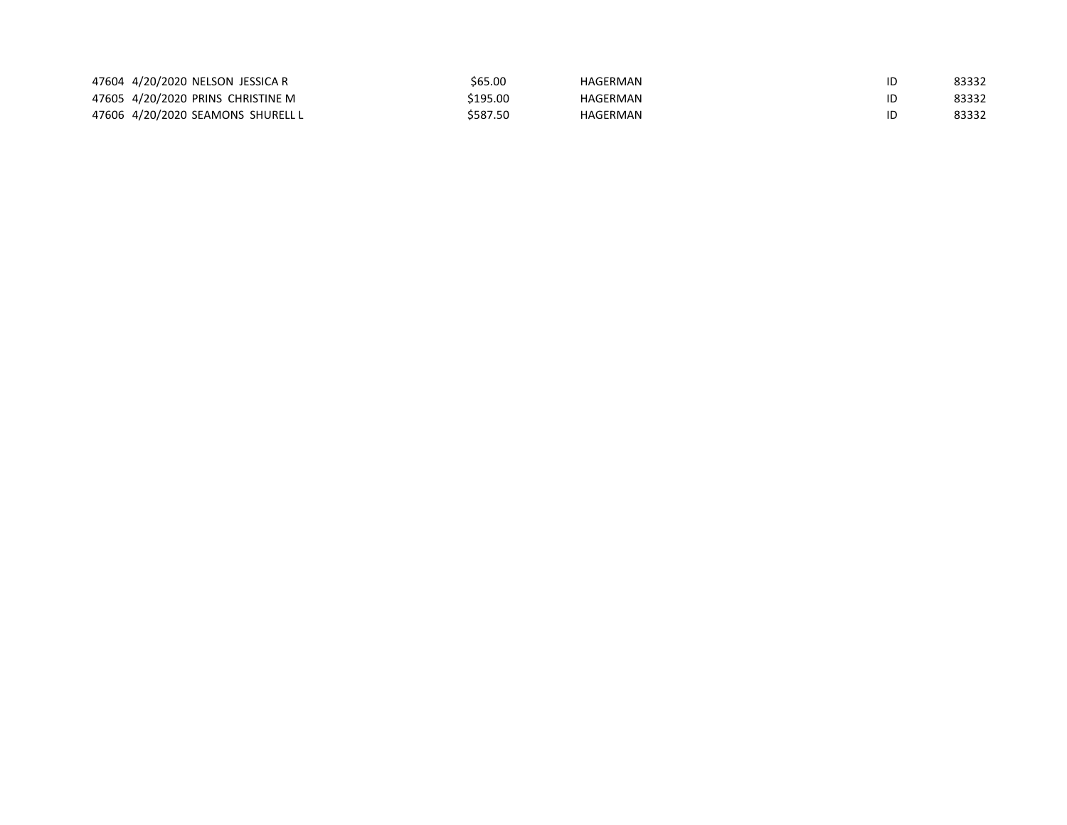| | | | | | | |
|---|---|---|---|---|---|---|
| 47604 | 4/20/2020 | NELSON JESSICA R | $65.00 | HAGERMAN | ID | 83332 |
| 47605 | 4/20/2020 | PRINS CHRISTINE M | $195.00 | HAGERMAN | ID | 83332 |
| 47606 | 4/20/2020 | SEAMONS SHURELL L | $587.50 | HAGERMAN | ID | 83332 |